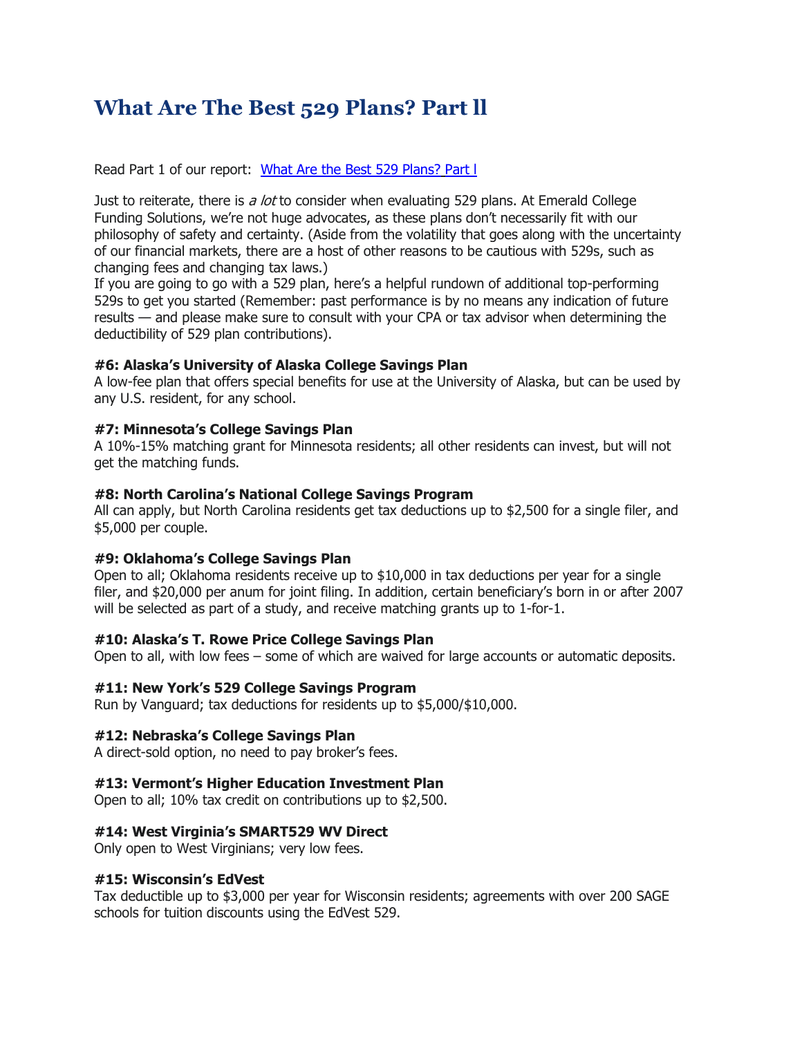# What Are The Best 529 Plans? Part ll

Read Part 1 of our report: [What Are the Best 529 Plans? Part l]()

Just to reiterate, there is *a lot* to consider when evaluating 529 plans. At Emerald College Funding Solutions, we're not huge advocates, as these plans don't necessarily fit with our philosophy of safety and certainty. (Aside from the volatility that goes along with the uncertainty of our financial markets, there are a host of other reasons to be cautious with 529s, such as changing fees and changing tax laws.)
If you are going to go with a 529 plan, here's a helpful rundown of additional top-performing 529s to get you started (Remember: past performance is by no means any indication of future results — and please make sure to consult with your CPA or tax advisor when determining the deductibility of 529 plan contributions).

**#6: Alaska's University of Alaska College Savings Plan**
A low-fee plan that offers special benefits for use at the University of Alaska, but can be used by any U.S. resident, for any school.

**#7: Minnesota's College Savings Plan**
A 10%-15% matching grant for Minnesota residents; all other residents can invest, but will not get the matching funds.

**#8: North Carolina's National College Savings Program**
All can apply, but North Carolina residents get tax deductions up to $2,500 for a single filer, and $5,000 per couple.

**#9: Oklahoma's College Savings Plan**
Open to all; Oklahoma residents receive up to $10,000 in tax deductions per year for a single filer, and $20,000 per anum for joint filing. In addition, certain beneficiary's born in or after 2007 will be selected as part of a study, and receive matching grants up to 1-for-1.

**#10: Alaska's T. Rowe Price College Savings Plan**
Open to all, with low fees – some of which are waived for large accounts or automatic deposits.

**#11: New York's 529 College Savings Program**
Run by Vanguard; tax deductions for residents up to $5,000/$10,000.

**#12: Nebraska's College Savings Plan**
A direct-sold option, no need to pay broker's fees.

**#13: Vermont's Higher Education Investment Plan**
Open to all; 10% tax credit on contributions up to $2,500.

**#14: West Virginia's SMART529 WV Direct**
Only open to West Virginians; very low fees.

**#15: Wisconsin's EdVest**
Tax deductible up to $3,000 per year for Wisconsin residents; agreements with over 200 SAGE schools for tuition discounts using the EdVest 529.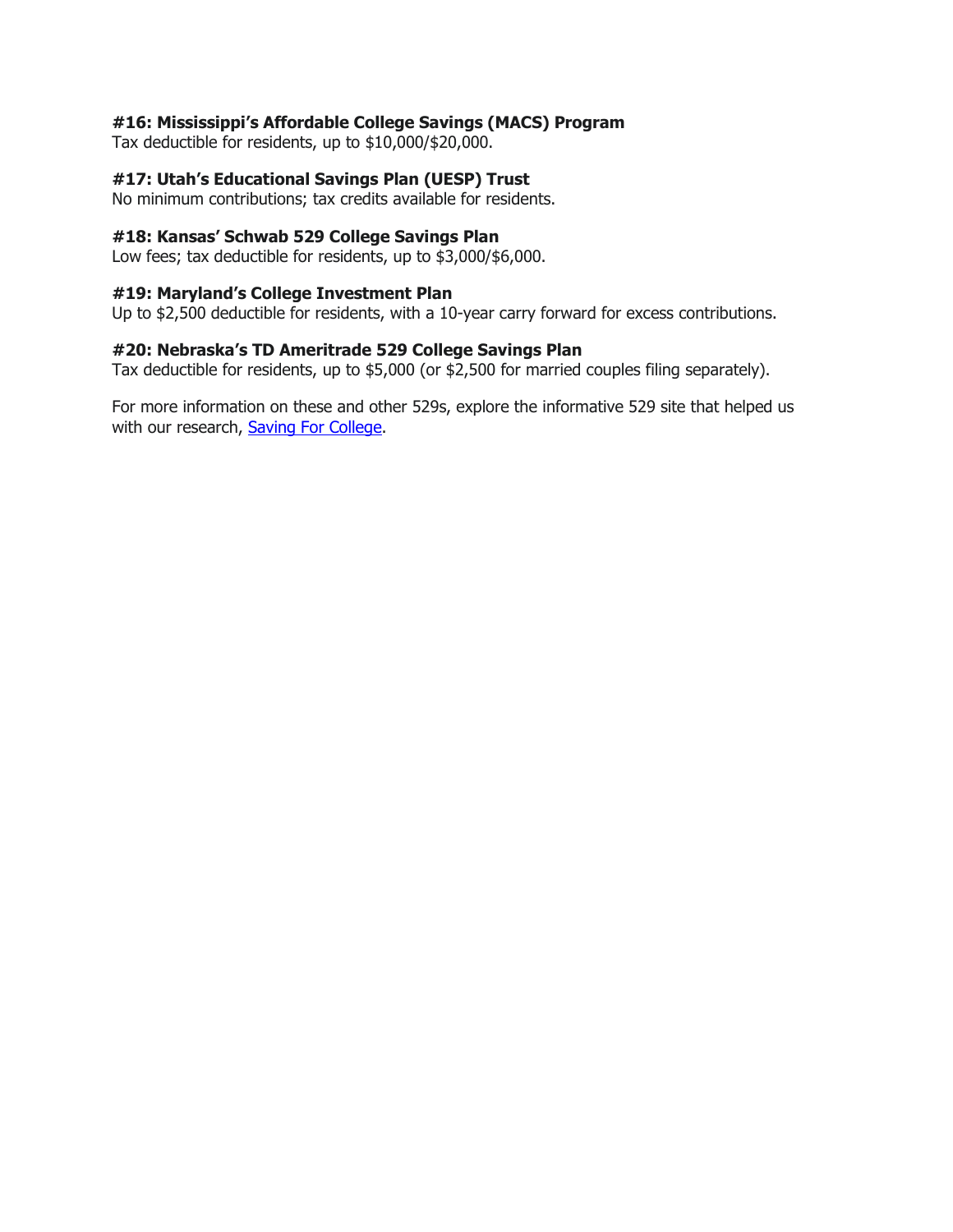**#16: Mississippi's Affordable College Savings (MACS) Program**
Tax deductible for residents, up to $10,000/$20,000.

**#17: Utah's Educational Savings Plan (UESP) Trust**
No minimum contributions; tax credits available for residents.

**#18: Kansas' Schwab 529 College Savings Plan**
Low fees; tax deductible for residents, up to $3,000/$6,000.

**#19: Maryland's College Investment Plan**
Up to $2,500 deductible for residents, with a 10-year carry forward for excess contributions.

**#20: Nebraska's TD Ameritrade 529 College Savings Plan**
Tax deductible for residents, up to $5,000 (or $2,500 for married couples filing separately).

For more information on these and other 529s, explore the informative 529 site that helped us with our research, Saving For College.